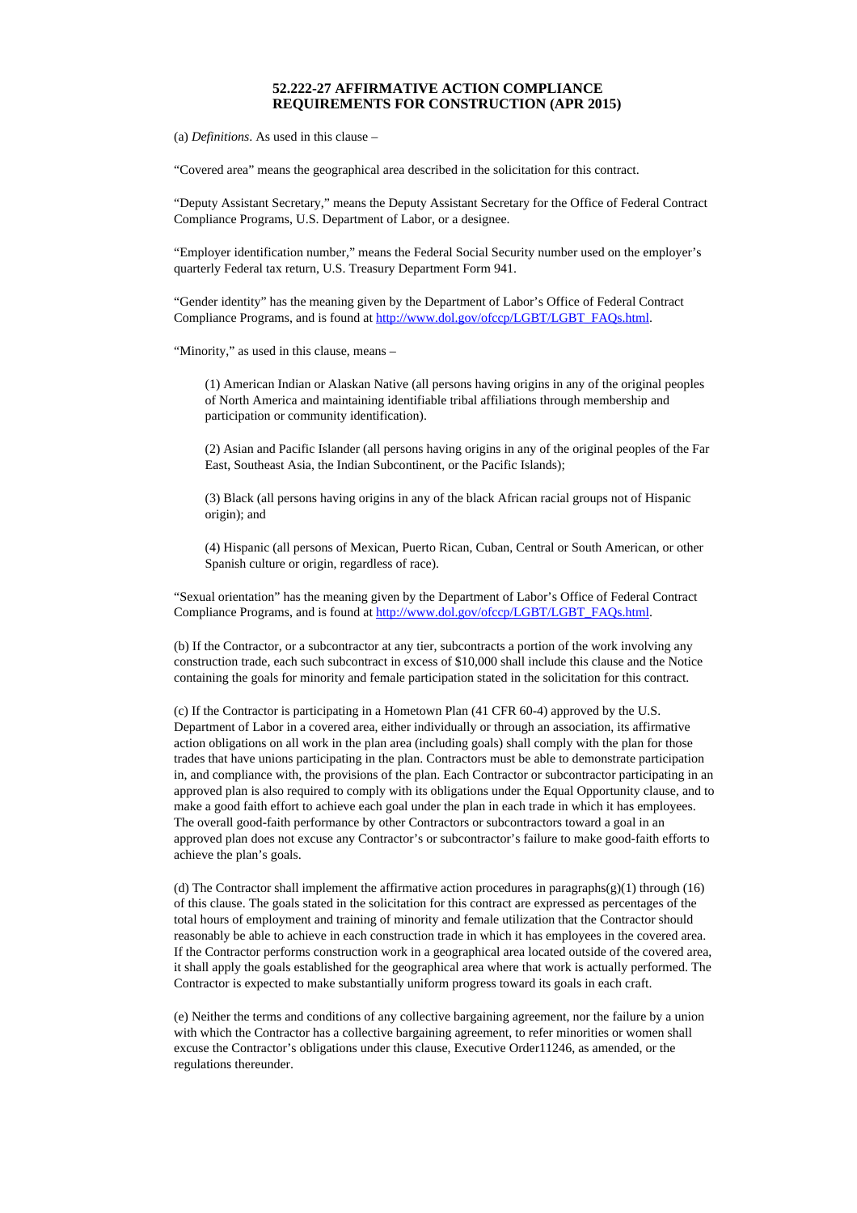# 52.222-27 AFFIRMATIVE ACTION COMPLIANCE REQUIREMENTS FOR CONSTRUCTION (APR 2015)

(a) *Definitions*. As used in this clause –

"Covered area" means the geographical area described in the solicitation for this contract.

"Deputy Assistant Secretary," means the Deputy Assistant Secretary for the Office of Federal Contract Compliance Programs, U.S. Department of Labor, or a designee.

"Employer identification number," means the Federal Social Security number used on the employer's quarterly Federal tax return, U.S. Treasury Department Form 941.

"Gender identity" has the meaning given by the Department of Labor's Office of Federal Contract Compliance Programs, and is found at [http://www.dol.gov/ofccp/LGBT/LGBT_FAQs.html](http://www.dol.gov/ofccp/LGBT/LGBT_FAQs.html).

"Minority," as used in this clause, means –

> (1) American Indian or Alaskan Native (all persons having origins in any of the original peoples of North America and maintaining identifiable tribal affiliations through membership and participation or community identification).
>
> (2) Asian and Pacific Islander (all persons having origins in any of the original peoples of the Far East, Southeast Asia, the Indian Subcontinent, or the Pacific Islands);
>
> (3) Black (all persons having origins in any of the black African racial groups not of Hispanic origin); and
>
> (4) Hispanic (all persons of Mexican, Puerto Rican, Cuban, Central or South American, or other Spanish culture or origin, regardless of race).

"Sexual orientation" has the meaning given by the Department of Labor's Office of Federal Contract Compliance Programs, and is found at [http://www.dol.gov/ofccp/LGBT/LGBT_FAQs.html](http://www.dol.gov/ofccp/LGBT/LGBT_FAQs.html).

(b) If the Contractor, or a subcontractor at any tier, subcontracts a portion of the work involving any construction trade, each such subcontract in excess of $10,000 shall include this clause and the Notice containing the goals for minority and female participation stated in the solicitation for this contract.

(c) If the Contractor is participating in a Hometown Plan (41 CFR 60-4) approved by the U.S. Department of Labor in a covered area, either individually or through an association, its affirmative action obligations on all work in the plan area (including goals) shall comply with the plan for those trades that have unions participating in the plan. Contractors must be able to demonstrate participation in, and compliance with, the provisions of the plan. Each Contractor or subcontractor participating in an approved plan is also required to comply with its obligations under the Equal Opportunity clause, and to make a good faith effort to achieve each goal under the plan in each trade in which it has employees. The overall good-faith performance by other Contractors or subcontractors toward a goal in an approved plan does not excuse any Contractor's or subcontractor's failure to make good-faith efforts to achieve the plan's goals.

(d) The Contractor shall implement the affirmative action procedures in paragraphs(g)(1) through (16) of this clause. The goals stated in the solicitation for this contract are expressed as percentages of the total hours of employment and training of minority and female utilization that the Contractor should reasonably be able to achieve in each construction trade in which it has employees in the covered area. If the Contractor performs construction work in a geographical area located outside of the covered area, it shall apply the goals established for the geographical area where that work is actually performed. The Contractor is expected to make substantially uniform progress toward its goals in each craft.

(e) Neither the terms and conditions of any collective bargaining agreement, nor the failure by a union with which the Contractor has a collective bargaining agreement, to refer minorities or women shall excuse the Contractor's obligations under this clause, Executive Order11246, as amended, or the regulations thereunder.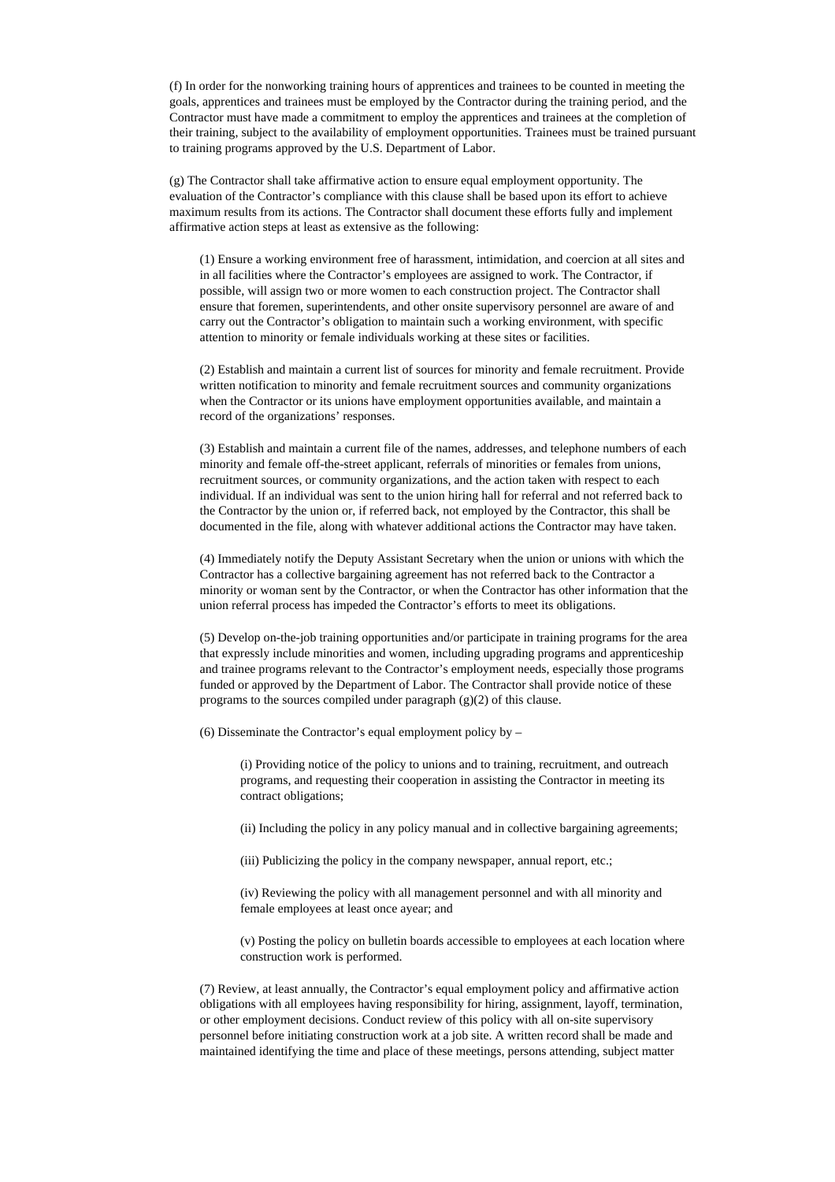(f) In order for the nonworking training hours of apprentices and trainees to be counted in meeting the goals, apprentices and trainees must be employed by the Contractor during the training period, and the Contractor must have made a commitment to employ the apprentices and trainees at the completion of their training, subject to the availability of employment opportunities. Trainees must be trained pursuant to training programs approved by the U.S. Department of Labor.

(g) The Contractor shall take affirmative action to ensure equal employment opportunity. The evaluation of the Contractor's compliance with this clause shall be based upon its effort to achieve maximum results from its actions. The Contractor shall document these efforts fully and implement affirmative action steps at least as extensive as the following:

(1) Ensure a working environment free of harassment, intimidation, and coercion at all sites and in all facilities where the Contractor's employees are assigned to work. The Contractor, if possible, will assign two or more women to each construction project. The Contractor shall ensure that foremen, superintendents, and other onsite supervisory personnel are aware of and carry out the Contractor's obligation to maintain such a working environment, with specific attention to minority or female individuals working at these sites or facilities.

(2) Establish and maintain a current list of sources for minority and female recruitment. Provide written notification to minority and female recruitment sources and community organizations when the Contractor or its unions have employment opportunities available, and maintain a record of the organizations' responses.

(3) Establish and maintain a current file of the names, addresses, and telephone numbers of each minority and female off-the-street applicant, referrals of minorities or females from unions, recruitment sources, or community organizations, and the action taken with respect to each individual. If an individual was sent to the union hiring hall for referral and not referred back to the Contractor by the union or, if referred back, not employed by the Contractor, this shall be documented in the file, along with whatever additional actions the Contractor may have taken.

(4) Immediately notify the Deputy Assistant Secretary when the union or unions with which the Contractor has a collective bargaining agreement has not referred back to the Contractor a minority or woman sent by the Contractor, or when the Contractor has other information that the union referral process has impeded the Contractor's efforts to meet its obligations.

(5) Develop on-the-job training opportunities and/or participate in training programs for the area that expressly include minorities and women, including upgrading programs and apprenticeship and trainee programs relevant to the Contractor's employment needs, especially those programs funded or approved by the Department of Labor. The Contractor shall provide notice of these programs to the sources compiled under paragraph (g)(2) of this clause.

(6) Disseminate the Contractor's equal employment policy by –

(i) Providing notice of the policy to unions and to training, recruitment, and outreach programs, and requesting their cooperation in assisting the Contractor in meeting its contract obligations;

(ii) Including the policy in any policy manual and in collective bargaining agreements;

(iii) Publicizing the policy in the company newspaper, annual report, etc.;

(iv) Reviewing the policy with all management personnel and with all minority and female employees at least once ayear; and

(v) Posting the policy on bulletin boards accessible to employees at each location where construction work is performed.

(7) Review, at least annually, the Contractor's equal employment policy and affirmative action obligations with all employees having responsibility for hiring, assignment, layoff, termination, or other employment decisions. Conduct review of this policy with all on-site supervisory personnel before initiating construction work at a job site. A written record shall be made and maintained identifying the time and place of these meetings, persons attending, subject matter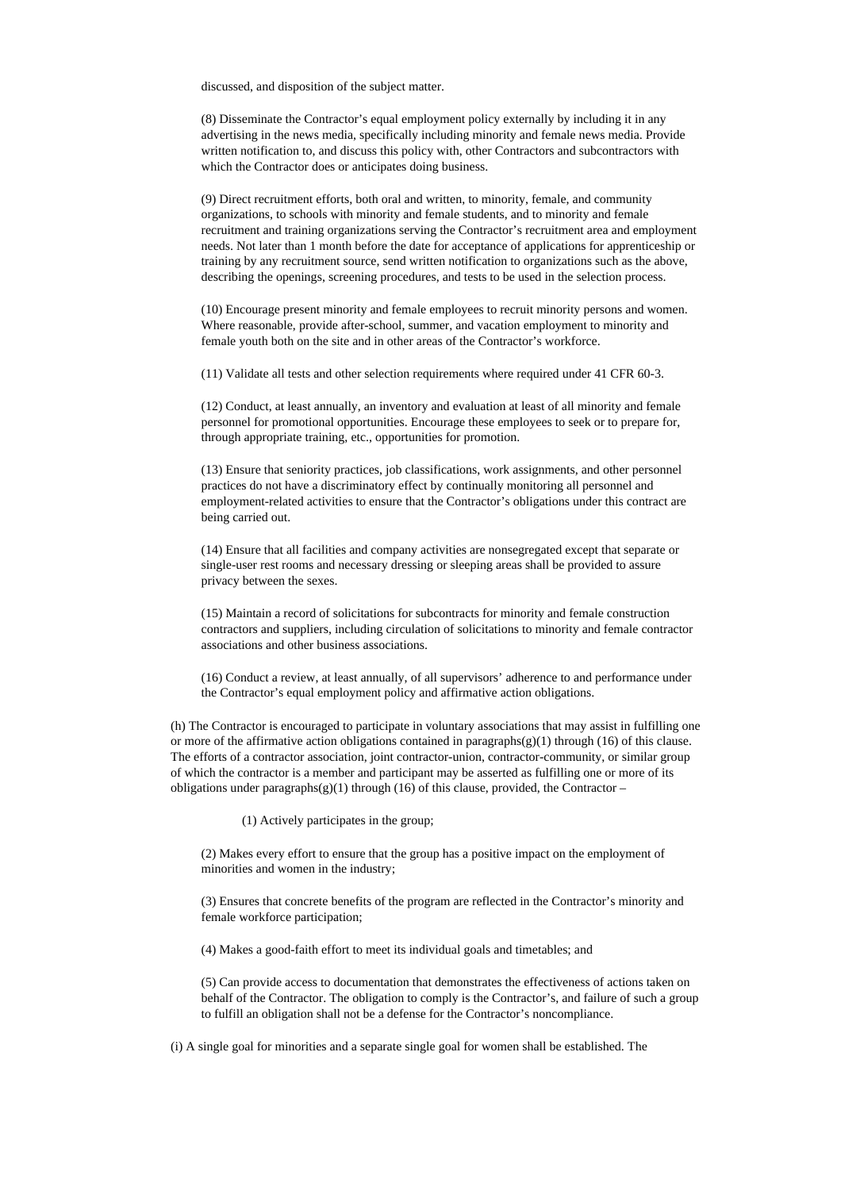discussed, and disposition of the subject matter.

(8) Disseminate the Contractor's equal employment policy externally by including it in any advertising in the news media, specifically including minority and female news media. Provide written notification to, and discuss this policy with, other Contractors and subcontractors with which the Contractor does or anticipates doing business.

(9) Direct recruitment efforts, both oral and written, to minority, female, and community organizations, to schools with minority and female students, and to minority and female recruitment and training organizations serving the Contractor's recruitment area and employment needs. Not later than 1 month before the date for acceptance of applications for apprenticeship or training by any recruitment source, send written notification to organizations such as the above, describing the openings, screening procedures, and tests to be used in the selection process.

(10) Encourage present minority and female employees to recruit minority persons and women. Where reasonable, provide after-school, summer, and vacation employment to minority and female youth both on the site and in other areas of the Contractor's workforce.

(11) Validate all tests and other selection requirements where required under 41 CFR 60-3.

(12) Conduct, at least annually, an inventory and evaluation at least of all minority and female personnel for promotional opportunities. Encourage these employees to seek or to prepare for, through appropriate training, etc., opportunities for promotion.

(13) Ensure that seniority practices, job classifications, work assignments, and other personnel practices do not have a discriminatory effect by continually monitoring all personnel and employment-related activities to ensure that the Contractor's obligations under this contract are being carried out.

(14) Ensure that all facilities and company activities are nonsegregated except that separate or single-user rest rooms and necessary dressing or sleeping areas shall be provided to assure privacy between the sexes.

(15) Maintain a record of solicitations for subcontracts for minority and female construction contractors and suppliers, including circulation of solicitations to minority and female contractor associations and other business associations.

(16) Conduct a review, at least annually, of all supervisors' adherence to and performance under the Contractor's equal employment policy and affirmative action obligations.

(h) The Contractor is encouraged to participate in voluntary associations that may assist in fulfilling one or more of the affirmative action obligations contained in paragraphs(g)(1) through (16) of this clause. The efforts of a contractor association, joint contractor-union, contractor-community, or similar group of which the contractor is a member and participant may be asserted as fulfilling one or more of its obligations under paragraphs(g)(1) through (16) of this clause, provided, the Contractor –

(1) Actively participates in the group;

(2) Makes every effort to ensure that the group has a positive impact on the employment of minorities and women in the industry;

(3) Ensures that concrete benefits of the program are reflected in the Contractor's minority and female workforce participation;

(4) Makes a good-faith effort to meet its individual goals and timetables; and

(5) Can provide access to documentation that demonstrates the effectiveness of actions taken on behalf of the Contractor. The obligation to comply is the Contractor's, and failure of such a group to fulfill an obligation shall not be a defense for the Contractor's noncompliance.

(i) A single goal for minorities and a separate single goal for women shall be established. The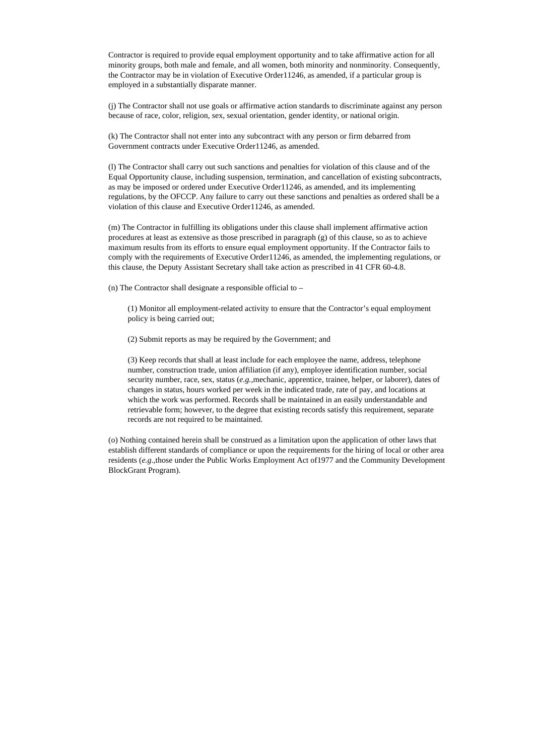Contractor is required to provide equal employment opportunity and to take affirmative action for all minority groups, both male and female, and all women, both minority and nonminority. Consequently, the Contractor may be in violation of Executive Order11246, as amended, if a particular group is employed in a substantially disparate manner.

(j) The Contractor shall not use goals or affirmative action standards to discriminate against any person because of race, color, religion, sex, sexual orientation, gender identity, or national origin.

(k) The Contractor shall not enter into any subcontract with any person or firm debarred from Government contracts under Executive Order11246, as amended.

(l) The Contractor shall carry out such sanctions and penalties for violation of this clause and of the Equal Opportunity clause, including suspension, termination, and cancellation of existing subcontracts, as may be imposed or ordered under Executive Order11246, as amended, and its implementing regulations, by the OFCCP. Any failure to carry out these sanctions and penalties as ordered shall be a violation of this clause and Executive Order11246, as amended.

(m) The Contractor in fulfilling its obligations under this clause shall implement affirmative action procedures at least as extensive as those prescribed in paragraph (g) of this clause, so as to achieve maximum results from its efforts to ensure equal employment opportunity. If the Contractor fails to comply with the requirements of Executive Order11246, as amended, the implementing regulations, or this clause, the Deputy Assistant Secretary shall take action as prescribed in 41 CFR 60-4.8.

(n) The Contractor shall designate a responsible official to –

(1) Monitor all employment-related activity to ensure that the Contractor's equal employment policy is being carried out;

(2) Submit reports as may be required by the Government; and

(3) Keep records that shall at least include for each employee the name, address, telephone number, construction trade, union affiliation (if any), employee identification number, social security number, race, sex, status (*e.g.*,mechanic, apprentice, trainee, helper, or laborer), dates of changes in status, hours worked per week in the indicated trade, rate of pay, and locations at which the work was performed. Records shall be maintained in an easily understandable and retrievable form; however, to the degree that existing records satisfy this requirement, separate records are not required to be maintained.

(o) Nothing contained herein shall be construed as a limitation upon the application of other laws that establish different standards of compliance or upon the requirements for the hiring of local or other area residents (*e.g*.,those under the Public Works Employment Act of1977 and the Community Development BlockGrant Program).